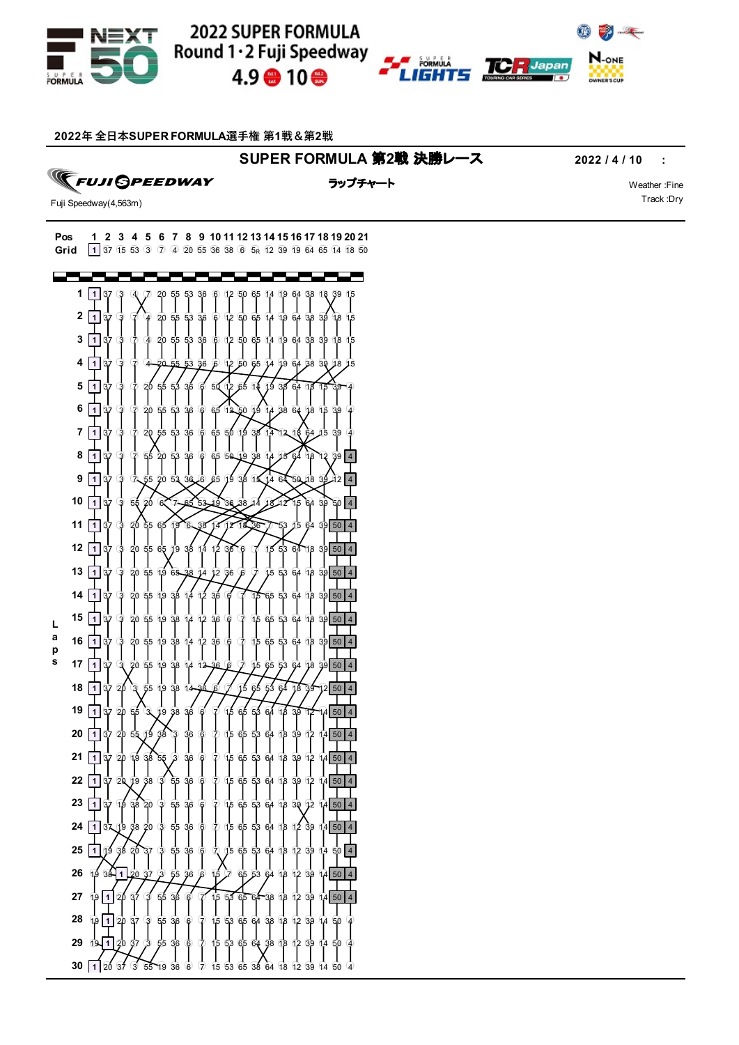2022 SUPER FORMULA
Round 1・2 Fuji Speedway
4.9 10

2022年 全日本SUPER FORMULA選手権 第1戦＆第2戦

## SUPER FORMULA 第2戦 決勝レース

2022 / 4 / 10 :

ラップチャート

Weather :Fine
Track :Dry

Fuji Speedway(4,563m)

| Pos | 1 | 2 | 3 | 4 | 5 | 6 | 7 | 8 | 9 | 10 | 11 | 12 | 13 | 14 | 15 | 16 | 17 | 18 | 19 | 20 | 21 |
|---|---|---|---|---|---|---|---|---|---|---|---|---|---|---|---|---|---|---|---|---|---|
| Grid | 1 | 37 | 15 | 53 | 3 | 7 | 4 | 20 | 55 | 36 | 38 | 6 | 5R | 12 | 39 | 19 | 64 | 65 | 14 | 18 | 50 |

| Laps | 1 | 2 | 3 | 4 | 5 | 6 | 7 | 8 | 9 | 10 | 11 | 12 | 13 | 14 | 15 | 16 | 17 | 18 | 19 | 20 |
|---|---|---|---|---|---|---|---|---|---|---|---|---|---|---|---|---|---|---|---|---|
| 1 | 1 | 37 | 3 | 4 | 7 | 20 | 55 | 53 | 36 | 6 | 12 | 50 | 65 | 14 | 19 | 64 | 38 | 18 | 39 | 15 |
| 2 | 1 | 37 | 3 | 7 | 4 | 20 | 55 | 53 | 36 | 6 | 12 | 50 | 65 | 14 | 19 | 64 | 38 | 39 | 18 | 15 |
| 3 | 1 | 37 | 3 | 7 | 4 | 20 | 55 | 53 | 36 | 6 | 12 | 50 | 65 | 14 | 19 | 64 | 38 | 39 | 18 | 15 |
| 4 | 1 | 37 | 3 | 7 | 4 | 20 | 55 | 53 | 36 | 6 | 12 | 50 | 65 | 14 | 19 | 64 | 38 | 39 | 18 | 15 |
| 5 | 1 | 37 | 3 | 7 | 20 | 55 | 53 | 36 | 6 | 50 | 12 | 65 | 14 | 19 | 38 | 64 | 18 | 15 | 39 | 4 |
| 6 | 1 | 37 | 3 | 7 | 20 | 55 | 53 | 36 | 6 | 65 | 12 | 50 | 19 | 14 | 38 | 64 | 18 | 15 | 39 | 4 |
| 7 | 1 | 37 | 3 | 7 | 20 | 55 | 53 | 36 | 6 | 65 | 50 | 19 | 38 | 14 | 12 | 18 | 64 | 15 | 39 | 4 |
| 8 | 1 | 37 | 3 | 7 | 55 | 20 | 53 | 36 | 6 | 65 | 50 | 19 | 38 | 14 | 15 | 64 | 18 | 12 | 39 | 4 |
| 9 | 1 | 37 | 3 | 7 | 55 | 20 | 53 | 36 | 6 | 65 | 19 | 38 | 15 | 14 | 64 | 50 | 18 | 39 | 12 | 4 |
| 10 | 1 | 37 | 3 | 55 | 20 | 6 | 7 | 65 | 53 | 19 | 36 | 38 | 14 | 18 | 12 | 15 | 64 | 39 | 50 | 4 |
| 11 | 1 | 37 | 3 | 20 | 55 | 65 | 19 | 6 | 38 | 14 | 12 | 18 | 36 | 7 | 53 | 15 | 64 | 39 | 50 | 4 |
| 12 | 1 | 37 | 3 | 20 | 55 | 65 | 19 | 38 | 14 | 12 | 36 | 6 | 7 | 15 | 53 | 64 | 18 | 39 | 50 | 4 |
| 13 | 1 | 37 | 3 | 20 | 55 | 19 | 65 | 38 | 14 | 12 | 36 | 6 | 7 | 15 | 53 | 64 | 18 | 39 | 50 | 4 |
| 14 | 1 | 37 | 3 | 20 | 55 | 19 | 38 | 14 | 12 | 36 | 6 | 7 | 15 | 65 | 53 | 64 | 18 | 39 | 50 | 4 |
| 15 | 1 | 37 | 3 | 20 | 55 | 19 | 38 | 14 | 12 | 36 | 6 | 7 | 15 | 65 | 53 | 64 | 18 | 39 | 50 | 4 |
| 16 | 1 | 37 | 3 | 20 | 55 | 19 | 38 | 14 | 12 | 36 | 6 | 7 | 15 | 65 | 53 | 64 | 18 | 39 | 50 | 4 |
| 17 | 1 | 37 | 3 | 20 | 55 | 19 | 38 | 14 | 12 | 36 | 6 | 7 | 15 | 65 | 53 | 64 | 18 | 39 | 50 | 4 |
| 18 | 1 | 37 | 20 | 3 | 55 | 19 | 38 | 14 | 36 | 6 | 7 | 15 | 65 | 53 | 64 | 18 | 39 | 12 | 50 | 4 |
| 19 | 1 | 37 | 20 | 55 | 3 | 19 | 38 | 36 | 6 | 7 | 15 | 65 | 53 | 64 | 18 | 39 | 12 | 14 | 50 | 4 |
| 20 | 1 | 37 | 20 | 55 | 19 | 38 | 3 | 36 | 6 | 7 | 15 | 65 | 53 | 64 | 18 | 39 | 12 | 14 | 50 | 4 |
| 21 | 1 | 37 | 20 | 19 | 38 | 55 | 3 | 36 | 6 | 7 | 15 | 65 | 53 | 64 | 18 | 39 | 12 | 14 | 50 | 4 |
| 22 | 1 | 37 | 20 | 19 | 38 | 3 | 55 | 36 | 6 | 7 | 15 | 65 | 53 | 64 | 18 | 39 | 12 | 14 | 50 | 4 |
| 23 | 1 | 37 | 19 | 38 | 20 | 3 | 55 | 36 | 6 | 7 | 15 | 65 | 53 | 64 | 18 | 39 | 12 | 14 | 50 | 4 |
| 24 | 1 | 37 | 19 | 38 | 20 | 3 | 55 | 36 | 6 | 7 | 15 | 65 | 53 | 64 | 18 | 12 | 39 | 14 | 50 | 4 |
| 25 | 1 | 19 | 38 | 20 | 37 | 3 | 55 | 36 | 6 | 7 | 15 | 65 | 53 | 64 | 18 | 12 | 39 | 14 | 50 | 4 |
| 26 | 19 | 38 | 1 | 20 | 37 | 3 | 55 | 36 | 6 | 15 | 7 | 65 | 53 | 64 | 18 | 12 | 39 | 14 | 50 | 4 |
| 27 | 19 | 1 | 20 | 37 | 3 | 55 | 36 | 6 | 7 | 15 | 53 | 65 | 64 | 38 | 18 | 12 | 39 | 14 | 50 | 4 |
| 28 | 19 | 1 | 20 | 37 | 3 | 55 | 36 | 6 | 7 | 15 | 53 | 65 | 64 | 38 | 18 | 12 | 39 | 14 | 50 | 4 |
| 29 | 19 | 1 | 20 | 37 | 3 | 55 | 36 | 6 | 7 | 15 | 53 | 65 | 64 | 38 | 18 | 12 | 39 | 14 | 50 | 4 |
| 30 | 1 | 20 | 37 | 3 | 55 | 19 | 36 | 6 | 7 | 15 | 53 | 65 | 38 | 64 | 18 | 12 | 39 | 14 | 50 | 4 |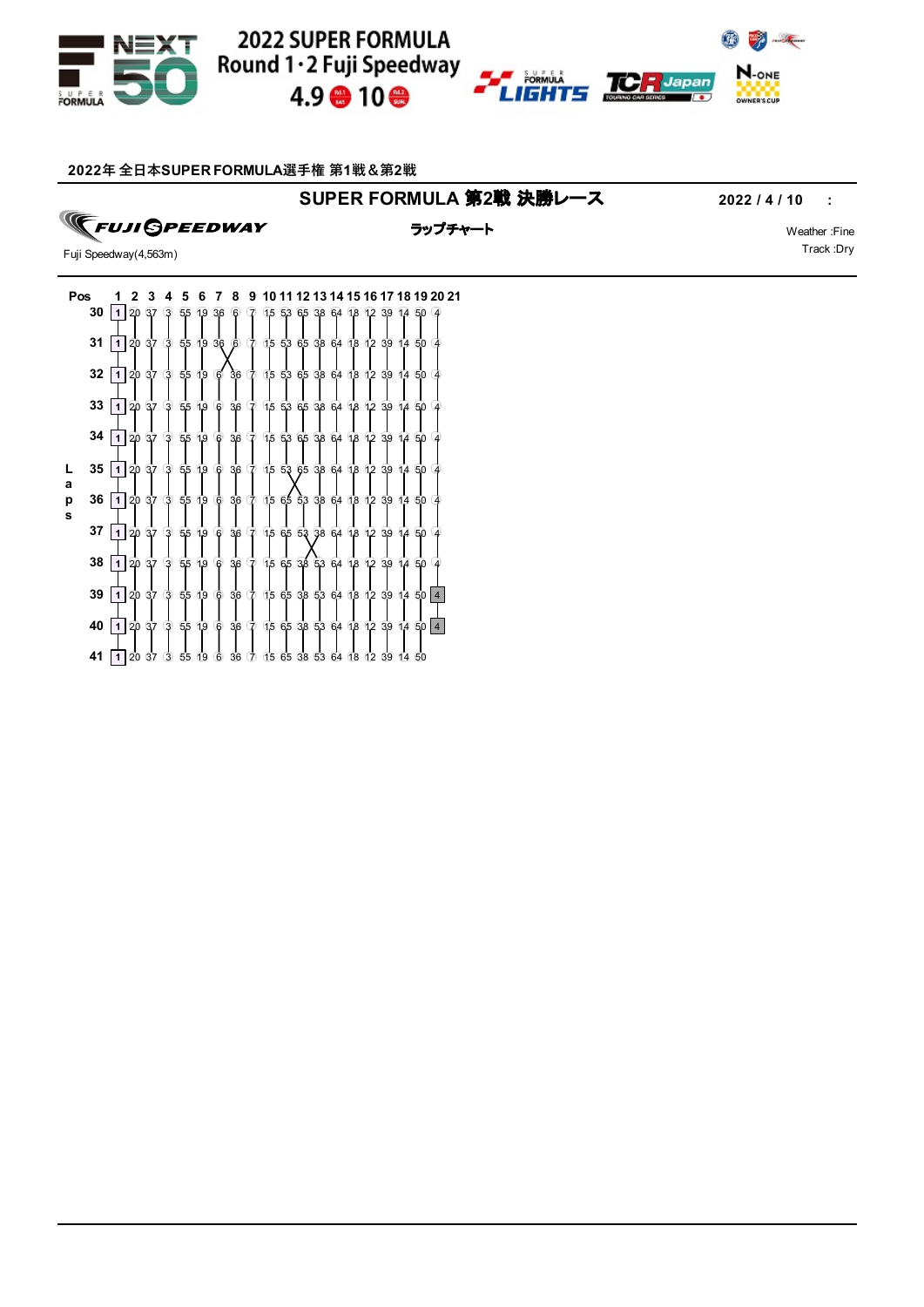2022 SUPER FORMULA
Round 1·2 Fuji Speedway
4.9 Rd.1 SAT. 10 Rd.2 SUN.

2022年 全日本SUPER FORMULA選手権 第1戦＆第2戦

## SUPER FORMULA 第2戦 決勝レース

2022 / 4 / 10 :

ラップチャート

Fuji Speedway(4,563m)

Weather :Fine
Track :Dry

| Laps \ Pos | 1 | 2 | 3 | 4 | 5 | 6 | 7 | 8 | 9 | 10 | 11 | 12 | 13 | 14 | 15 | 16 | 17 | 18 | 19 | 20 | 21 |
|---|---|---|---|---|---|---|---|---|---|---|---|---|---|---|---|---|---|---|---|---|---|
| 30 | 1 | 20 | 37 | 3 | 55 | 19 | 36 | 6 | 7 | 15 | 53 | 65 | 38 | 64 | 18 | 12 | 39 | 14 | 50 | 4 | |
| 31 | 1 | 20 | 37 | 3 | 55 | 19 | 36 | 6 | 7 | 15 | 53 | 65 | 38 | 64 | 18 | 12 | 39 | 14 | 50 | 4 | |
| 32 | 1 | 20 | 37 | 3 | 55 | 19 | 6 | 36 | 7 | 15 | 53 | 65 | 38 | 64 | 18 | 12 | 39 | 14 | 50 | 4 | |
| 33 | 1 | 20 | 37 | 3 | 55 | 19 | 6 | 36 | 7 | 15 | 53 | 65 | 38 | 64 | 18 | 12 | 39 | 14 | 50 | 4 | |
| 34 | 1 | 20 | 37 | 3 | 55 | 19 | 6 | 36 | 7 | 15 | 53 | 65 | 38 | 64 | 18 | 12 | 39 | 14 | 50 | 4 | |
| 35 | 1 | 20 | 37 | 3 | 55 | 19 | 6 | 36 | 7 | 15 | 53 | 65 | 38 | 64 | 18 | 12 | 39 | 14 | 50 | 4 | |
| 36 | 1 | 20 | 37 | 3 | 55 | 19 | 6 | 36 | 7 | 15 | 65 | 53 | 38 | 64 | 18 | 12 | 39 | 14 | 50 | 4 | |
| 37 | 1 | 20 | 37 | 3 | 55 | 19 | 6 | 36 | 7 | 15 | 65 | 53 | 38 | 64 | 18 | 12 | 39 | 14 | 50 | 4 | |
| 38 | 1 | 20 | 37 | 3 | 55 | 19 | 6 | 36 | 7 | 15 | 65 | 38 | 53 | 64 | 18 | 12 | 39 | 14 | 50 | 4 | |
| 39 | 1 | 20 | 37 | 3 | 55 | 19 | 6 | 36 | 7 | 15 | 65 | 38 | 53 | 64 | 18 | 12 | 39 | 14 | 50 | 4 | |
| 40 | 1 | 20 | 37 | 3 | 55 | 19 | 6 | 36 | 7 | 15 | 65 | 38 | 53 | 64 | 18 | 12 | 39 | 14 | 50 | 4 | |
| 41 | 1 | 20 | 37 | 3 | 55 | 19 | 6 | 36 | 7 | 15 | 65 | 38 | 53 | 64 | 18 | 12 | 39 | 14 | 50 | | |